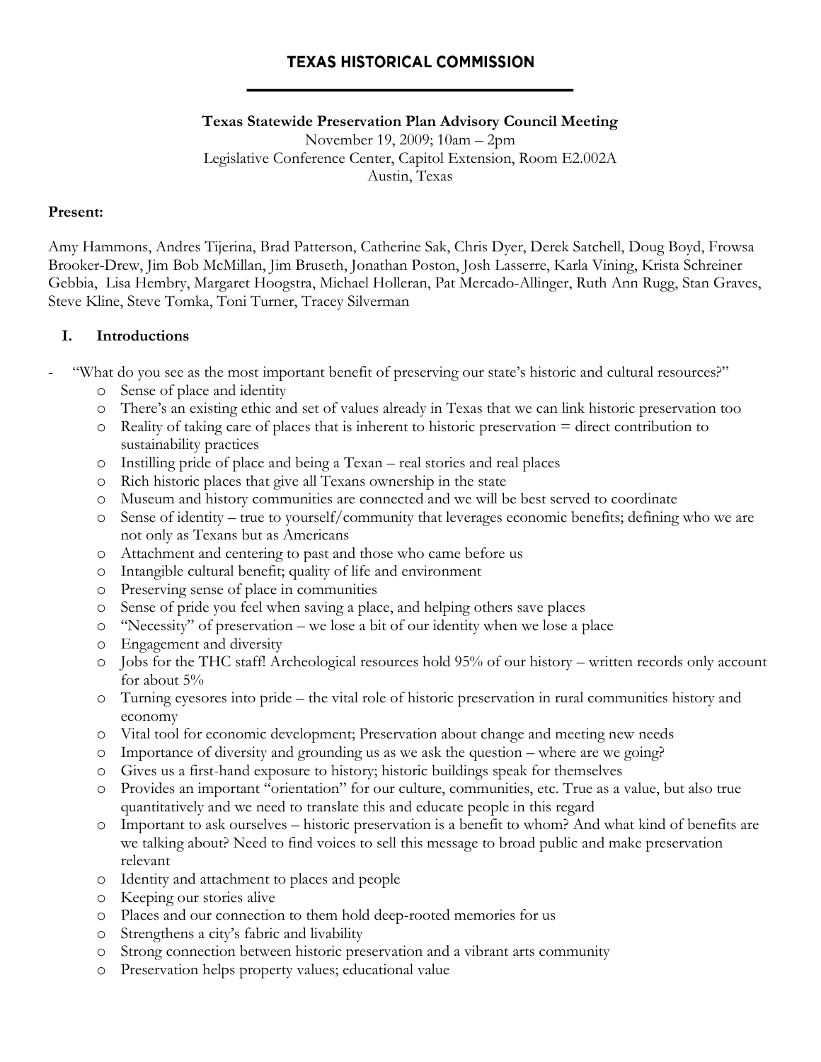# TEXAS HISTORICAL COMMISSION

**Texas Statewide Preservation Plan Advisory Council Meeting**
November 19, 2009; 10am – 2pm
Legislative Conference Center, Capitol Extension, Room E2.002A
Austin, Texas

**Present:**

Amy Hammons, Andres Tijerina, Brad Patterson, Catherine Sak, Chris Dyer, Derek Satchell, Doug Boyd, Frowsa Brooker-Drew, Jim Bob McMillan, Jim Bruseth, Jonathan Poston, Josh Lasserre, Karla Vining, Krista Schreiner Gebbia, Lisa Hembry, Margaret Hoogstra, Michael Holleran, Pat Mercado-Allinger, Ruth Ann Rugg, Stan Graves, Steve Kline, Steve Tomka, Toni Turner, Tracey Silverman

## I. Introductions

- "What do you see as the most important benefit of preserving our state's historic and cultural resources?"
  - Sense of place and identity
  - There's an existing ethic and set of values already in Texas that we can link historic preservation too
  - Reality of taking care of places that is inherent to historic preservation = direct contribution to sustainability practices
  - Instilling pride of place and being a Texan – real stories and real places
  - Rich historic places that give all Texans ownership in the state
  - Museum and history communities are connected and we will be best served to coordinate
  - Sense of identity – true to yourself/community that leverages economic benefits; defining who we are not only as Texans but as Americans
  - Attachment and centering to past and those who came before us
  - Intangible cultural benefit; quality of life and environment
  - Preserving sense of place in communities
  - Sense of pride you feel when saving a place, and helping others save places
  - "Necessity" of preservation – we lose a bit of our identity when we lose a place
  - Engagement and diversity
  - Jobs for the THC staff! Archeological resources hold 95% of our history – written records only account for about 5%
  - Turning eyesores into pride – the vital role of historic preservation in rural communities history and economy
  - Vital tool for economic development; Preservation about change and meeting new needs
  - Importance of diversity and grounding us as we ask the question – where are we going?
  - Gives us a first-hand exposure to history; historic buildings speak for themselves
  - Provides an important "orientation" for our culture, communities, etc. True as a value, but also true quantitatively and we need to translate this and educate people in this regard
  - Important to ask ourselves – historic preservation is a benefit to whom? And what kind of benefits are we talking about? Need to find voices to sell this message to broad public and make preservation relevant
  - Identity and attachment to places and people
  - Keeping our stories alive
  - Places and our connection to them hold deep-rooted memories for us
  - Strengthens a city's fabric and livability
  - Strong connection between historic preservation and a vibrant arts community
  - Preservation helps property values; educational value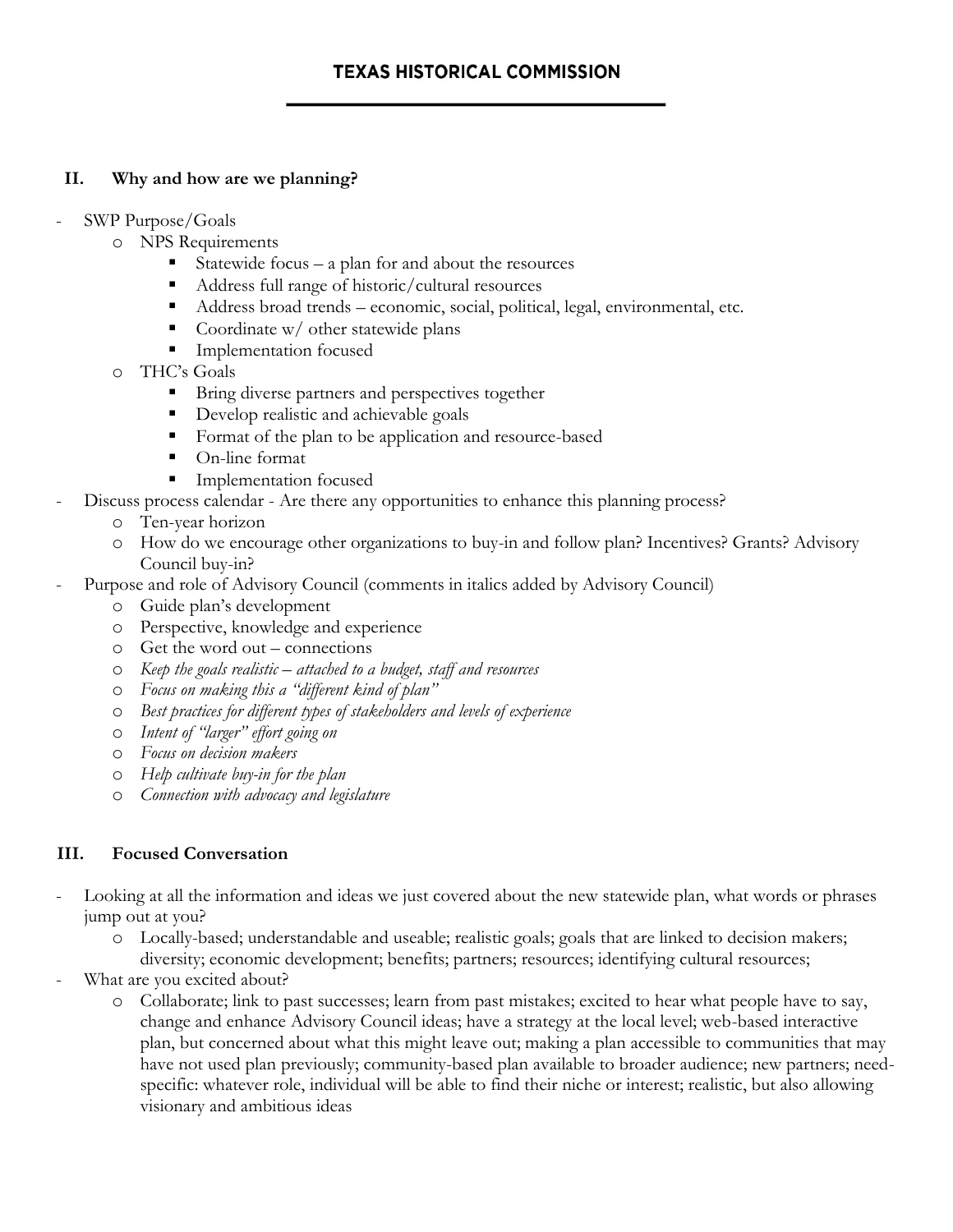## II. Why and how are we planning?

- SWP Purpose/Goals
  - NPS Requirements
    - Statewide focus – a plan for and about the resources
    - Address full range of historic/cultural resources
    - Address broad trends – economic, social, political, legal, environmental, etc.
    - Coordinate w/ other statewide plans
    - Implementation focused
  - THC's Goals
    - Bring diverse partners and perspectives together
    - Develop realistic and achievable goals
    - Format of the plan to be application and resource-based
    - On-line format
    - Implementation focused
- Discuss process calendar - Are there any opportunities to enhance this planning process?
  - Ten-year horizon
  - How do we encourage other organizations to buy-in and follow plan? Incentives? Grants? Advisory Council buy-in?
- Purpose and role of Advisory Council (comments in italics added by Advisory Council)
  - Guide plan's development
  - Perspective, knowledge and experience
  - Get the word out – connections
  - *Keep the goals realistic – attached to a budget, staff and resources*
  - *Focus on making this a "different kind of plan"*
  - *Best practices for different types of stakeholders and levels of experience*
  - *Intent of "larger" effort going on*
  - *Focus on decision makers*
  - *Help cultivate buy-in for the plan*
  - *Connection with advocacy and legislature*

## III. Focused Conversation

- Looking at all the information and ideas we just covered about the new statewide plan, what words or phrases jump out at you?
  - Locally-based; understandable and useable; realistic goals; goals that are linked to decision makers; diversity; economic development; benefits; partners; resources; identifying cultural resources;
- What are you excited about?
  - Collaborate; link to past successes; learn from past mistakes; excited to hear what people have to say, change and enhance Advisory Council ideas; have a strategy at the local level; web-based interactive plan, but concerned about what this might leave out; making a plan accessible to communities that may have not used plan previously; community-based plan available to broader audience; new partners; need-specific: whatever role, individual will be able to find their niche or interest; realistic, but also allowing visionary and ambitious ideas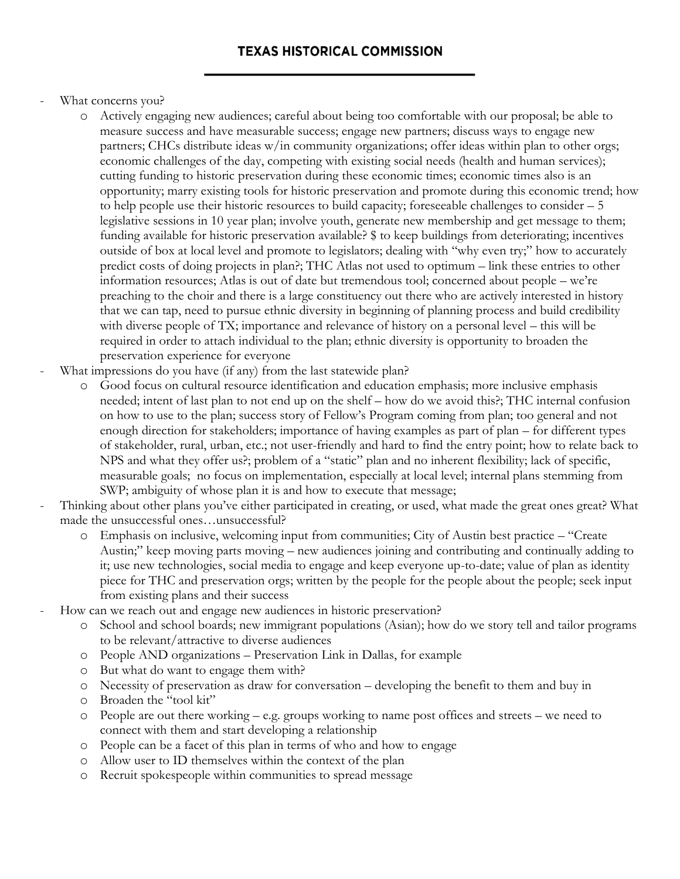- What concerns you?
  - Actively engaging new audiences; careful about being too comfortable with our proposal; be able to measure success and have measurable success; engage new partners; discuss ways to engage new partners; CHCs distribute ideas w/in community organizations; offer ideas within plan to other orgs; economic challenges of the day, competing with existing social needs (health and human services); cutting funding to historic preservation during these economic times; economic times also is an opportunity; marry existing tools for historic preservation and promote during this economic trend; how to help people use their historic resources to build capacity; foreseeable challenges to consider – 5 legislative sessions in 10 year plan; involve youth, generate new membership and get message to them; funding available for historic preservation available? $ to keep buildings from deteriorating; incentives outside of box at local level and promote to legislators; dealing with "why even try;" how to accurately predict costs of doing projects in plan?; THC Atlas not used to optimum – link these entries to other information resources; Atlas is out of date but tremendous tool; concerned about people – we're preaching to the choir and there is a large constituency out there who are actively interested in history that we can tap, need to pursue ethnic diversity in beginning of planning process and build credibility with diverse people of TX; importance and relevance of history on a personal level – this will be required in order to attach individual to the plan; ethnic diversity is opportunity to broaden the preservation experience for everyone
- What impressions do you have (if any) from the last statewide plan?
  - Good focus on cultural resource identification and education emphasis; more inclusive emphasis needed; intent of last plan to not end up on the shelf – how do we avoid this?; THC internal confusion on how to use to the plan; success story of Fellow's Program coming from plan; too general and not enough direction for stakeholders; importance of having examples as part of plan – for different types of stakeholder, rural, urban, etc.; not user-friendly and hard to find the entry point; how to relate back to NPS and what they offer us?; problem of a "static" plan and no inherent flexibility; lack of specific, measurable goals; no focus on implementation, especially at local level; internal plans stemming from SWP; ambiguity of whose plan it is and how to execute that message;
- Thinking about other plans you've either participated in creating, or used, what made the great ones great? What made the unsuccessful ones…unsuccessful?
  - Emphasis on inclusive, welcoming input from communities; City of Austin best practice – "Create Austin;" keep moving parts moving – new audiences joining and contributing and continually adding to it; use new technologies, social media to engage and keep everyone up-to-date; value of plan as identity piece for THC and preservation orgs; written by the people for the people about the people; seek input from existing plans and their success
- How can we reach out and engage new audiences in historic preservation?
  - School and school boards; new immigrant populations (Asian); how do we story tell and tailor programs to be relevant/attractive to diverse audiences
  - People AND organizations – Preservation Link in Dallas, for example
  - But what do want to engage them with?
  - Necessity of preservation as draw for conversation – developing the benefit to them and buy in
  - Broaden the "tool kit"
  - People are out there working – e.g. groups working to name post offices and streets – we need to connect with them and start developing a relationship
  - People can be a facet of this plan in terms of who and how to engage
  - Allow user to ID themselves within the context of the plan
  - Recruit spokespeople within communities to spread message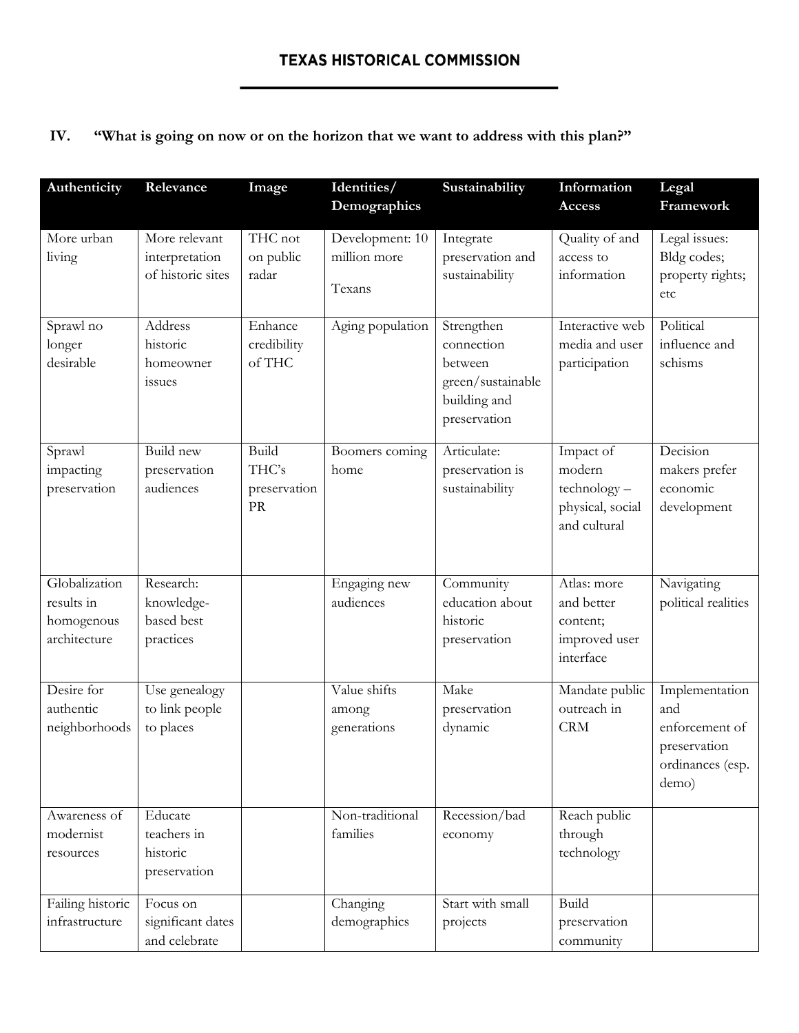## IV. "What is going on now or on the horizon that we want to address with this plan?"

| Authenticity | Relevance | Image | Identities/ Demographics | Sustainability | Information Access | Legal Framework |
|---|---|---|---|---|---|---|
| More urban living | More relevant interpretation of historic sites | THC not on public radar | Development: 10 million more Texans | Integrate preservation and sustainability | Quality of and access to information | Legal issues: Bldg codes; property rights; etc |
| Sprawl no longer desirable | Address historic homeowner issues | Enhance credibility of THC | Aging population | Strengthen connection between green/sustainable building and preservation | Interactive web media and user participation | Political influence and schisms |
| Sprawl impacting preservation | Build new preservation audiences | Build THC's preservation PR | Boomers coming home | Articulate: preservation is sustainability | Impact of modern technology – physical, social and cultural | Decision makers prefer economic development |
| Globalization results in homogenous architecture | Research: knowledge-based best practices | | Engaging new audiences | Community education about historic preservation | Atlas: more and better content; improved user interface | Navigating political realities |
| Desire for authentic neighborhoods | Use genealogy to link people to places | | Value shifts among generations | Make preservation dynamic | Mandate public outreach in CRM | Implementation and enforcement of preservation ordinances (esp. demo) |
| Awareness of modernist resources | Educate teachers in historic preservation | | Non-traditional families | Recession/bad economy | Reach public through technology | |
| Failing historic infrastructure | Focus on significant dates and celebrate | | Changing demographics | Start with small projects | Build preservation community | |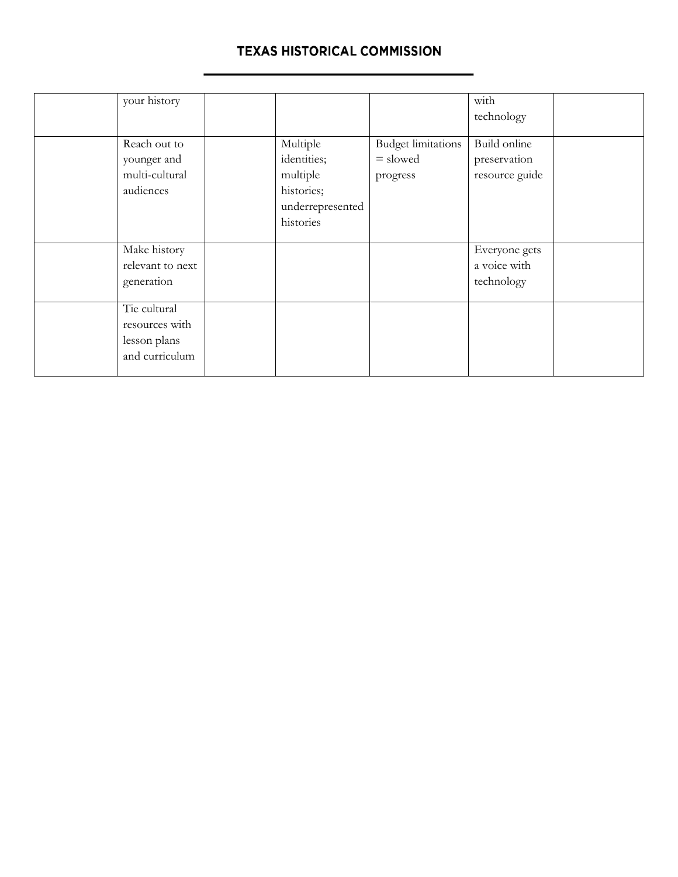|  |  |  |  |  |  |  |
|---|---|---|---|---|---|---|
|  | your history |  |  |  | with technology |  |
|  | Reach out to younger and multi-cultural audiences |  | Multiple identities; multiple histories; underrepresented histories | Budget limitations = slowed progress | Build online preservation resource guide |  |
|  | Make history relevant to next generation |  |  |  | Everyone gets a voice with technology |  |
|  | Tie cultural resources with lesson plans and curriculum |  |  |  |  |  |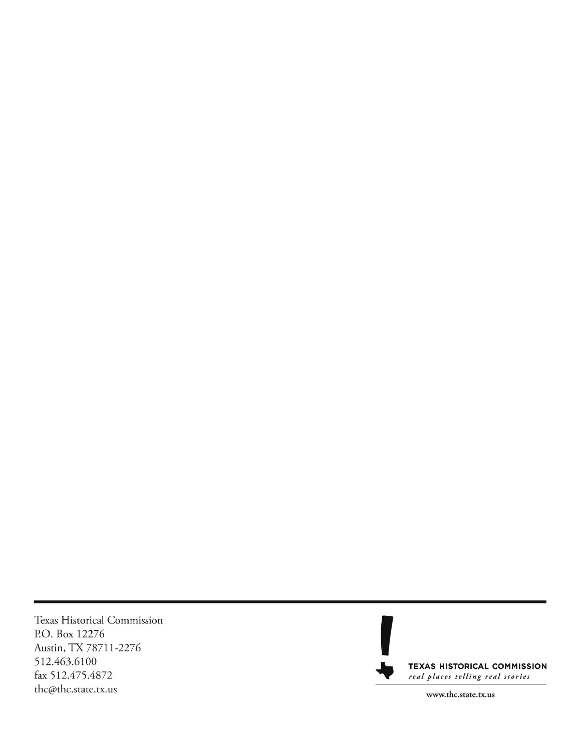Texas Historical Commission
P.O. Box 12276
Austin, TX 78711-2276
512.463.6100
fax 512.475.4872
thc@thc.state.tx.us

TEXAS HISTORICAL COMMISSION
*real places telling real stories*

www.thc.state.tx.us